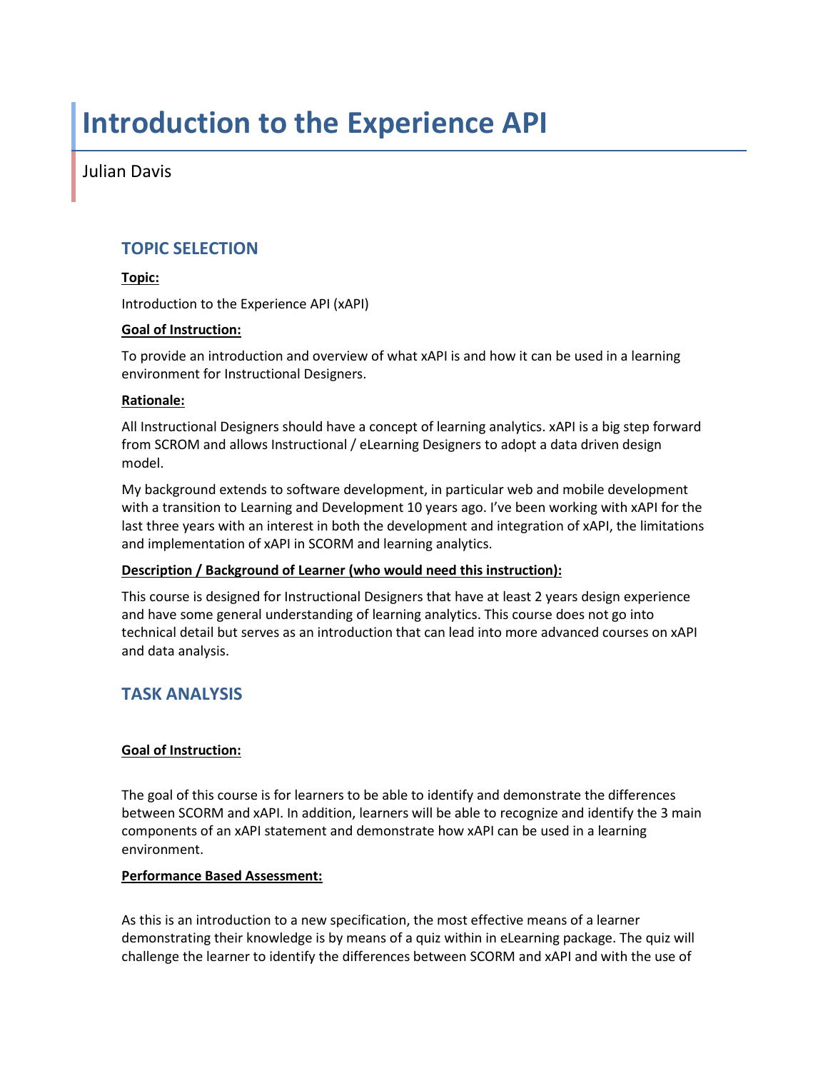# Introduction to the Experience API

Julian Davis

## TOPIC SELECTION

**Topic:**

Introduction to the Experience API (xAPI)

**Goal of Instruction:**

To provide an introduction and overview of what xAPI is and how it can be used in a learning environment for Instructional Designers.

**Rationale:**

All Instructional Designers should have a concept of learning analytics. xAPI is a big step forward from SCROM and allows Instructional / eLearning Designers to adopt a data driven design model.

My background extends to software development, in particular web and mobile development with a transition to Learning and Development 10 years ago. I've been working with xAPI for the last three years with an interest in both the development and integration of xAPI, the limitations and implementation of xAPI in SCORM and learning analytics.

**Description / Background of Learner (who would need this instruction):**

This course is designed for Instructional Designers that have at least 2 years design experience and have some general understanding of learning analytics. This course does not go into technical detail but serves as an introduction that can lead into more advanced courses on xAPI and data analysis.

## TASK ANALYSIS

**Goal of Instruction:**

The goal of this course is for learners to be able to identify and demonstrate the differences between SCORM and xAPI. In addition, learners will be able to recognize and identify the 3 main components of an xAPI statement and demonstrate how xAPI can be used in a learning environment.

**Performance Based Assessment:**

As this is an introduction to a new specification, the most effective means of a learner demonstrating their knowledge is by means of a quiz within in eLearning package. The quiz will challenge the learner to identify the differences between SCORM and xAPI and with the use of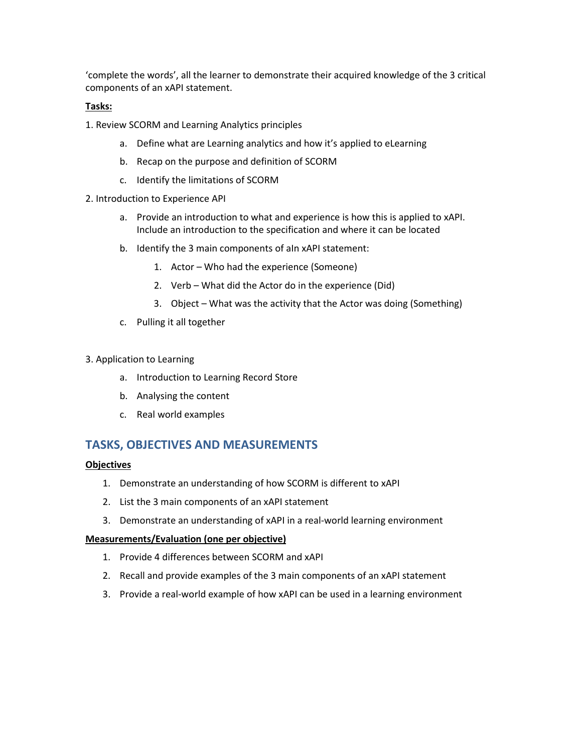'complete the words', all the learner to demonstrate their acquired knowledge of the 3 critical components of an xAPI statement.

**Tasks:**

1. Review SCORM and Learning Analytics principles
   a. Define what are Learning analytics and how it's applied to eLearning
   b. Recap on the purpose and definition of SCORM
   c. Identify the limitations of SCORM
2. Introduction to Experience API
   a. Provide an introduction to what and experience is how this is applied to xAPI. Include an introduction to the specification and where it can be located
   b. Identify the 3 main components of aIn xAPI statement:
      1. Actor – Who had the experience (Someone)
      2. Verb – What did the Actor do in the experience (Did)
      3. Object – What was the activity that the Actor was doing (Something)
   c. Pulling it all together

3. Application to Learning
   a. Introduction to Learning Record Store
   b. Analysing the content
   c. Real world examples

## TASKS, OBJECTIVES AND MEASUREMENTS

**Objectives**

1. Demonstrate an understanding of how SCORM is different to xAPI
2. List the 3 main components of an xAPI statement
3. Demonstrate an understanding of xAPI in a real-world learning environment

**Measurements/Evaluation (one per objective)**

1. Provide 4 differences between SCORM and xAPI
2. Recall and provide examples of the 3 main components of an xAPI statement
3. Provide a real-world example of how xAPI can be used in a learning environment